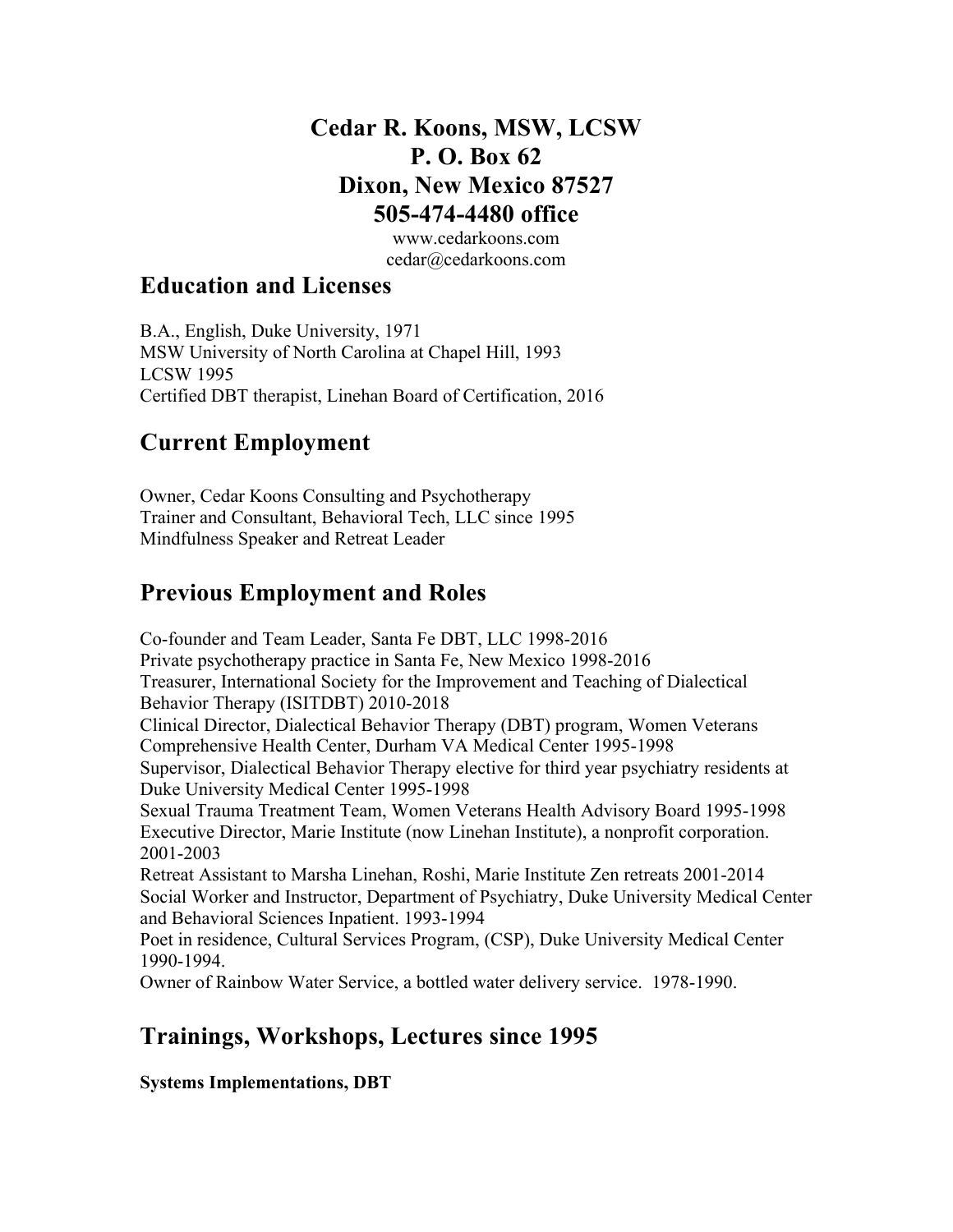# Cedar R. Koons, MSW, LCSW
# P. O. Box 62
# Dixon, New Mexico 87527
# 505-474-4480 office

www.cedarkoons.com
cedar@cedarkoons.com

## Education and Licenses

B.A., English, Duke University, 1971
MSW University of North Carolina at Chapel Hill, 1993
LCSW 1995
Certified DBT therapist, Linehan Board of Certification, 2016

## Current Employment

Owner, Cedar Koons Consulting and Psychotherapy
Trainer and Consultant, Behavioral Tech, LLC since 1995
Mindfulness Speaker and Retreat Leader

## Previous Employment and Roles

Co-founder and Team Leader, Santa Fe DBT, LLC 1998-2016
Private psychotherapy practice in Santa Fe, New Mexico 1998-2016
Treasurer, International Society for the Improvement and Teaching of Dialectical Behavior Therapy (ISITDBT) 2010-2018
Clinical Director, Dialectical Behavior Therapy (DBT) program, Women Veterans Comprehensive Health Center, Durham VA Medical Center 1995-1998
Supervisor, Dialectical Behavior Therapy elective for third year psychiatry residents at Duke University Medical Center 1995-1998
Sexual Trauma Treatment Team, Women Veterans Health Advisory Board 1995-1998
Executive Director, Marie Institute (now Linehan Institute), a nonprofit corporation. 2001-2003
Retreat Assistant to Marsha Linehan, Roshi, Marie Institute Zen retreats 2001-2014
Social Worker and Instructor, Department of Psychiatry, Duke University Medical Center and Behavioral Sciences Inpatient. 1993-1994
Poet in residence, Cultural Services Program, (CSP), Duke University Medical Center 1990-1994.
Owner of Rainbow Water Service, a bottled water delivery service. 1978-1990.

## Trainings, Workshops, Lectures since 1995

**Systems Implementations, DBT**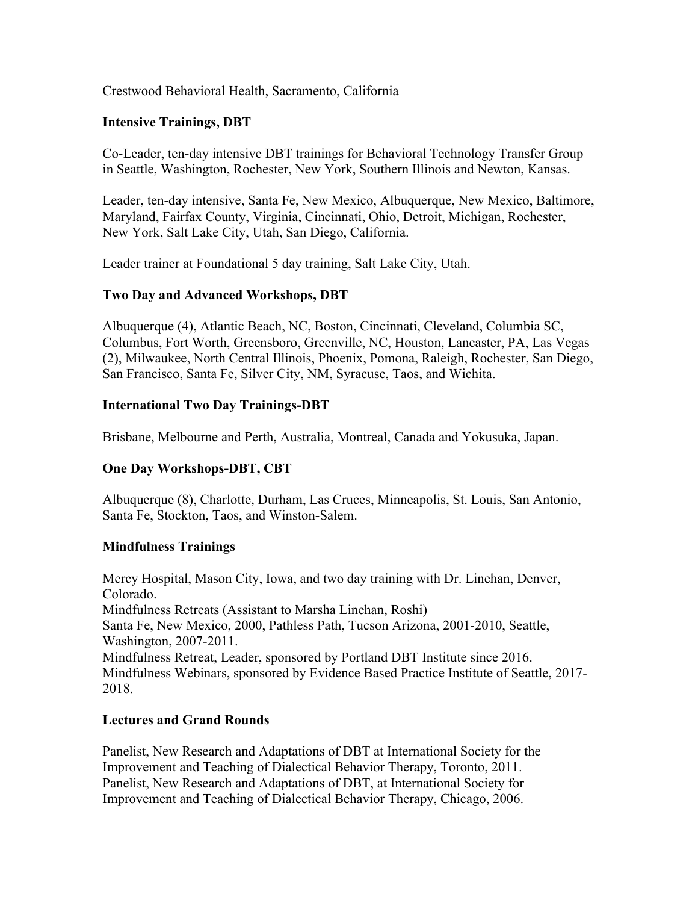Crestwood Behavioral Health, Sacramento, California

**Intensive Trainings, DBT**

Co-Leader, ten-day intensive DBT trainings for Behavioral Technology Transfer Group in Seattle, Washington, Rochester, New York, Southern Illinois and Newton, Kansas.

Leader, ten-day intensive, Santa Fe, New Mexico, Albuquerque, New Mexico, Baltimore, Maryland, Fairfax County, Virginia, Cincinnati, Ohio, Detroit, Michigan, Rochester, New York, Salt Lake City, Utah, San Diego, California.

Leader trainer at Foundational 5 day training, Salt Lake City, Utah.

**Two Day and Advanced Workshops, DBT**

Albuquerque (4), Atlantic Beach, NC, Boston, Cincinnati, Cleveland, Columbia SC, Columbus, Fort Worth, Greensboro, Greenville, NC, Houston, Lancaster, PA, Las Vegas (2), Milwaukee, North Central Illinois, Phoenix, Pomona, Raleigh, Rochester, San Diego, San Francisco, Santa Fe, Silver City, NM, Syracuse, Taos, and Wichita.

**International Two Day Trainings-DBT**

Brisbane, Melbourne and Perth, Australia, Montreal, Canada and Yokusuka, Japan.

**One Day Workshops-DBT, CBT**

Albuquerque (8), Charlotte, Durham, Las Cruces, Minneapolis, St. Louis, San Antonio, Santa Fe, Stockton, Taos, and Winston-Salem.

**Mindfulness Trainings**

Mercy Hospital, Mason City, Iowa, and two day training with Dr. Linehan, Denver, Colorado.
Mindfulness Retreats (Assistant to Marsha Linehan, Roshi)
Santa Fe, New Mexico, 2000, Pathless Path, Tucson Arizona, 2001-2010, Seattle, Washington, 2007-2011.
Mindfulness Retreat, Leader, sponsored by Portland DBT Institute since 2016.
Mindfulness Webinars, sponsored by Evidence Based Practice Institute of Seattle, 2017-2018.

**Lectures and Grand Rounds**

Panelist, New Research and Adaptations of DBT at International Society for the Improvement and Teaching of Dialectical Behavior Therapy, Toronto, 2011.
Panelist, New Research and Adaptations of DBT, at International Society for Improvement and Teaching of Dialectical Behavior Therapy, Chicago, 2006.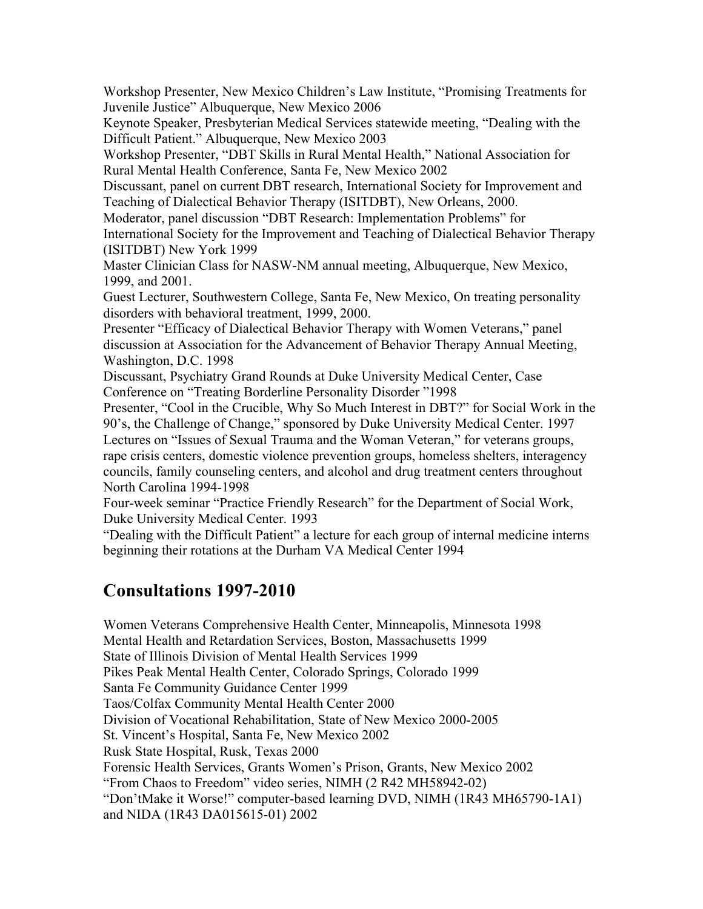Workshop Presenter, New Mexico Children's Law Institute, "Promising Treatments for Juvenile Justice" Albuquerque, New Mexico 2006

Keynote Speaker, Presbyterian Medical Services statewide meeting, "Dealing with the Difficult Patient." Albuquerque, New Mexico 2003

Workshop Presenter, "DBT Skills in Rural Mental Health," National Association for Rural Mental Health Conference, Santa Fe, New Mexico 2002

Discussant, panel on current DBT research, International Society for Improvement and Teaching of Dialectical Behavior Therapy (ISITDBT), New Orleans, 2000.

Moderator, panel discussion "DBT Research: Implementation Problems" for International Society for the Improvement and Teaching of Dialectical Behavior Therapy (ISITDBT) New York 1999

Master Clinician Class for NASW-NM annual meeting, Albuquerque, New Mexico, 1999, and 2001.

Guest Lecturer, Southwestern College, Santa Fe, New Mexico, On treating personality disorders with behavioral treatment, 1999, 2000.

Presenter "Efficacy of Dialectical Behavior Therapy with Women Veterans," panel discussion at Association for the Advancement of Behavior Therapy Annual Meeting, Washington, D.C. 1998

Discussant, Psychiatry Grand Rounds at Duke University Medical Center, Case Conference on "Treating Borderline Personality Disorder "1998

Presenter, "Cool in the Crucible, Why So Much Interest in DBT?" for Social Work in the 90's, the Challenge of Change," sponsored by Duke University Medical Center. 1997

Lectures on "Issues of Sexual Trauma and the Woman Veteran," for veterans groups, rape crisis centers, domestic violence prevention groups, homeless shelters, interagency councils, family counseling centers, and alcohol and drug treatment centers throughout North Carolina 1994-1998

Four-week seminar "Practice Friendly Research" for the Department of Social Work, Duke University Medical Center. 1993

"Dealing with the Difficult Patient" a lecture for each group of internal medicine interns beginning their rotations at the Durham VA Medical Center 1994

## Consultations 1997-2010

Women Veterans Comprehensive Health Center, Minneapolis, Minnesota 1998

Mental Health and Retardation Services, Boston, Massachusetts 1999

State of Illinois Division of Mental Health Services 1999

Pikes Peak Mental Health Center, Colorado Springs, Colorado 1999

Santa Fe Community Guidance Center 1999

Taos/Colfax Community Mental Health Center 2000

Division of Vocational Rehabilitation, State of New Mexico 2000-2005

St. Vincent's Hospital, Santa Fe, New Mexico 2002

Rusk State Hospital, Rusk, Texas 2000

Forensic Health Services, Grants Women's Prison, Grants, New Mexico 2002

"From Chaos to Freedom" video series, NIMH (2 R42 MH58942-02)

"Don'tMake it Worse!" computer-based learning DVD, NIMH (1R43 MH65790-1A1) and NIDA (1R43 DA015615-01) 2002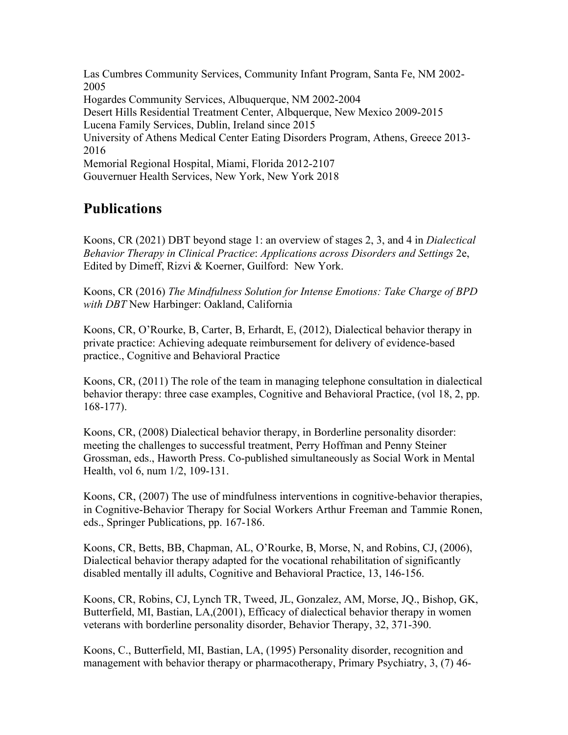Las Cumbres Community Services, Community Infant Program, Santa Fe, NM 2002-2005
Hogardes Community Services, Albuquerque, NM 2002-2004
Desert Hills Residential Treatment Center, Albquerque, New Mexico 2009-2015
Lucena Family Services, Dublin, Ireland since 2015
University of Athens Medical Center Eating Disorders Program, Athens, Greece 2013-2016
Memorial Regional Hospital, Miami, Florida 2012-2107
Gouvernuer Health Services, New York, New York 2018

## Publications

Koons, CR (2021) DBT beyond stage 1: an overview of stages 2, 3, and 4 in *Dialectical Behavior Therapy in Clinical Practice*: *Applications across Disorders and Settings* 2e, Edited by Dimeff, Rizvi & Koerner, Guilford: New York.

Koons, CR (2016) *The Mindfulness Solution for Intense Emotions: Take Charge of BPD with DBT* New Harbinger: Oakland, California

Koons, CR, O'Rourke, B, Carter, B, Erhardt, E, (2012), Dialectical behavior therapy in private practice: Achieving adequate reimbursement for delivery of evidence-based practice., Cognitive and Behavioral Practice

Koons, CR, (2011) The role of the team in managing telephone consultation in dialectical behavior therapy: three case examples, Cognitive and Behavioral Practice, (vol 18, 2, pp. 168-177).

Koons, CR, (2008) Dialectical behavior therapy, in Borderline personality disorder: meeting the challenges to successful treatment, Perry Hoffman and Penny Steiner Grossman, eds., Haworth Press. Co-published simultaneously as Social Work in Mental Health, vol 6, num 1/2, 109-131.

Koons, CR, (2007) The use of mindfulness interventions in cognitive-behavior therapies, in Cognitive-Behavior Therapy for Social Workers Arthur Freeman and Tammie Ronen, eds., Springer Publications, pp. 167-186.

Koons, CR, Betts, BB, Chapman, AL, O'Rourke, B, Morse, N, and Robins, CJ, (2006), Dialectical behavior therapy adapted for the vocational rehabilitation of significantly disabled mentally ill adults, Cognitive and Behavioral Practice, 13, 146-156.

Koons, CR, Robins, CJ, Lynch TR, Tweed, JL, Gonzalez, AM, Morse, JQ., Bishop, GK, Butterfield, MI, Bastian, LA,(2001), Efficacy of dialectical behavior therapy in women veterans with borderline personality disorder, Behavior Therapy, 32, 371-390.

Koons, C., Butterfield, MI, Bastian, LA, (1995) Personality disorder, recognition and management with behavior therapy or pharmacotherapy, Primary Psychiatry, 3, (7) 46-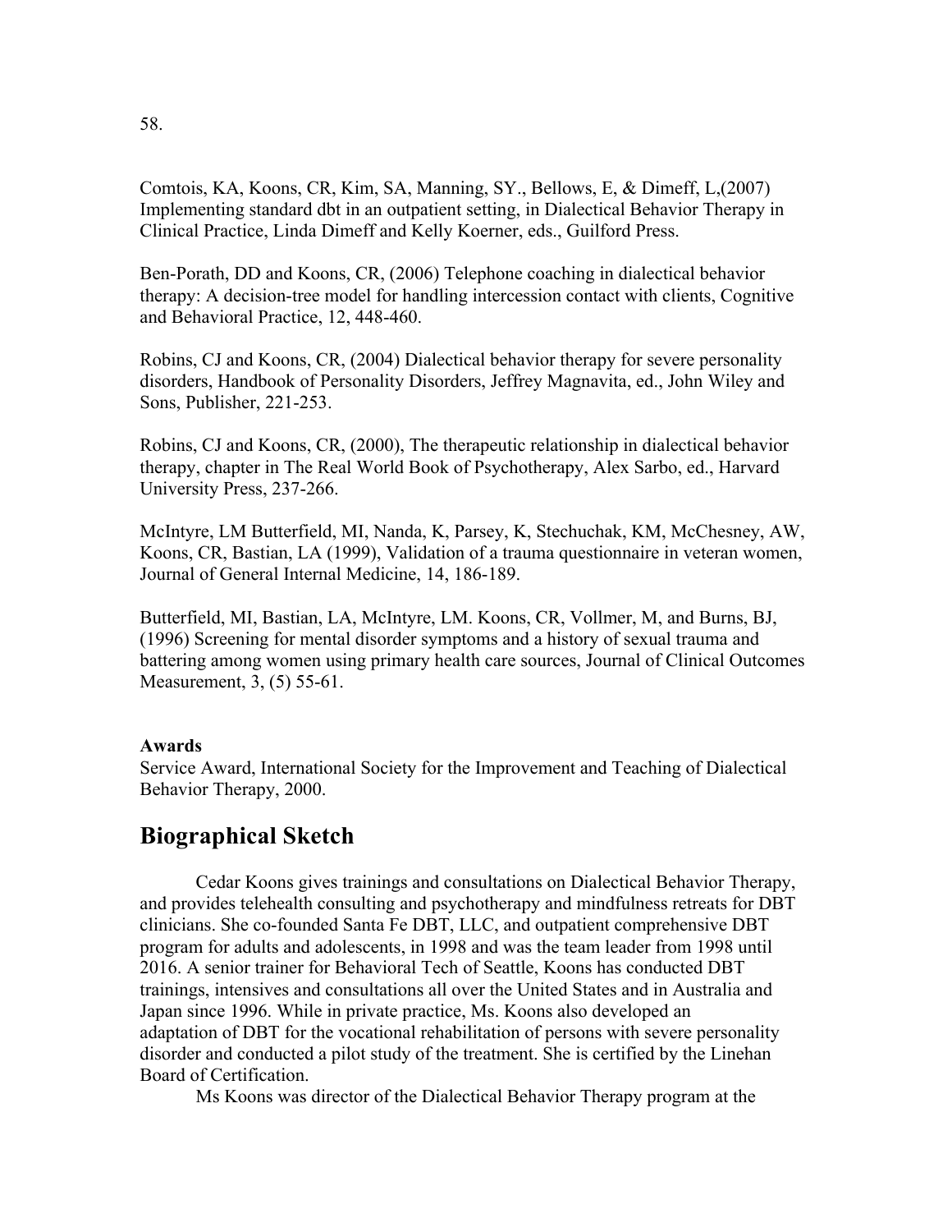58.

Comtois, KA, Koons, CR, Kim, SA, Manning, SY., Bellows, E, & Dimeff, L,(2007) Implementing standard dbt in an outpatient setting, in Dialectical Behavior Therapy in Clinical Practice, Linda Dimeff and Kelly Koerner, eds., Guilford Press.

Ben-Porath, DD and Koons, CR, (2006) Telephone coaching in dialectical behavior therapy: A decision-tree model for handling intercession contact with clients, Cognitive and Behavioral Practice, 12, 448-460.

Robins, CJ and Koons, CR, (2004) Dialectical behavior therapy for severe personality disorders, Handbook of Personality Disorders, Jeffrey Magnavita, ed., John Wiley and Sons, Publisher, 221-253.

Robins, CJ and Koons, CR, (2000), The therapeutic relationship in dialectical behavior therapy, chapter in The Real World Book of Psychotherapy, Alex Sarbo, ed., Harvard University Press, 237-266.

McIntyre, LM Butterfield, MI, Nanda, K, Parsey, K, Stechuchak, KM, McChesney, AW, Koons, CR, Bastian, LA (1999), Validation of a trauma questionnaire in veteran women, Journal of General Internal Medicine, 14, 186-189.

Butterfield, MI, Bastian, LA, McIntyre, LM. Koons, CR, Vollmer, M, and Burns, BJ, (1996) Screening for mental disorder symptoms and a history of sexual trauma and battering among women using primary health care sources, Journal of Clinical Outcomes Measurement, 3, (5) 55-61.

**Awards**

Service Award, International Society for the Improvement and Teaching of Dialectical Behavior Therapy, 2000.

## Biographical Sketch

Cedar Koons gives trainings and consultations on Dialectical Behavior Therapy, and provides telehealth consulting and psychotherapy and mindfulness retreats for DBT clinicians. She co-founded Santa Fe DBT, LLC, and outpatient comprehensive DBT program for adults and adolescents, in 1998 and was the team leader from 1998 until 2016. A senior trainer for Behavioral Tech of Seattle, Koons has conducted DBT trainings, intensives and consultations all over the United States and in Australia and Japan since 1996. While in private practice, Ms. Koons also developed an adaptation of DBT for the vocational rehabilitation of persons with severe personality disorder and conducted a pilot study of the treatment. She is certified by the Linehan Board of Certification.

Ms Koons was director of the Dialectical Behavior Therapy program at the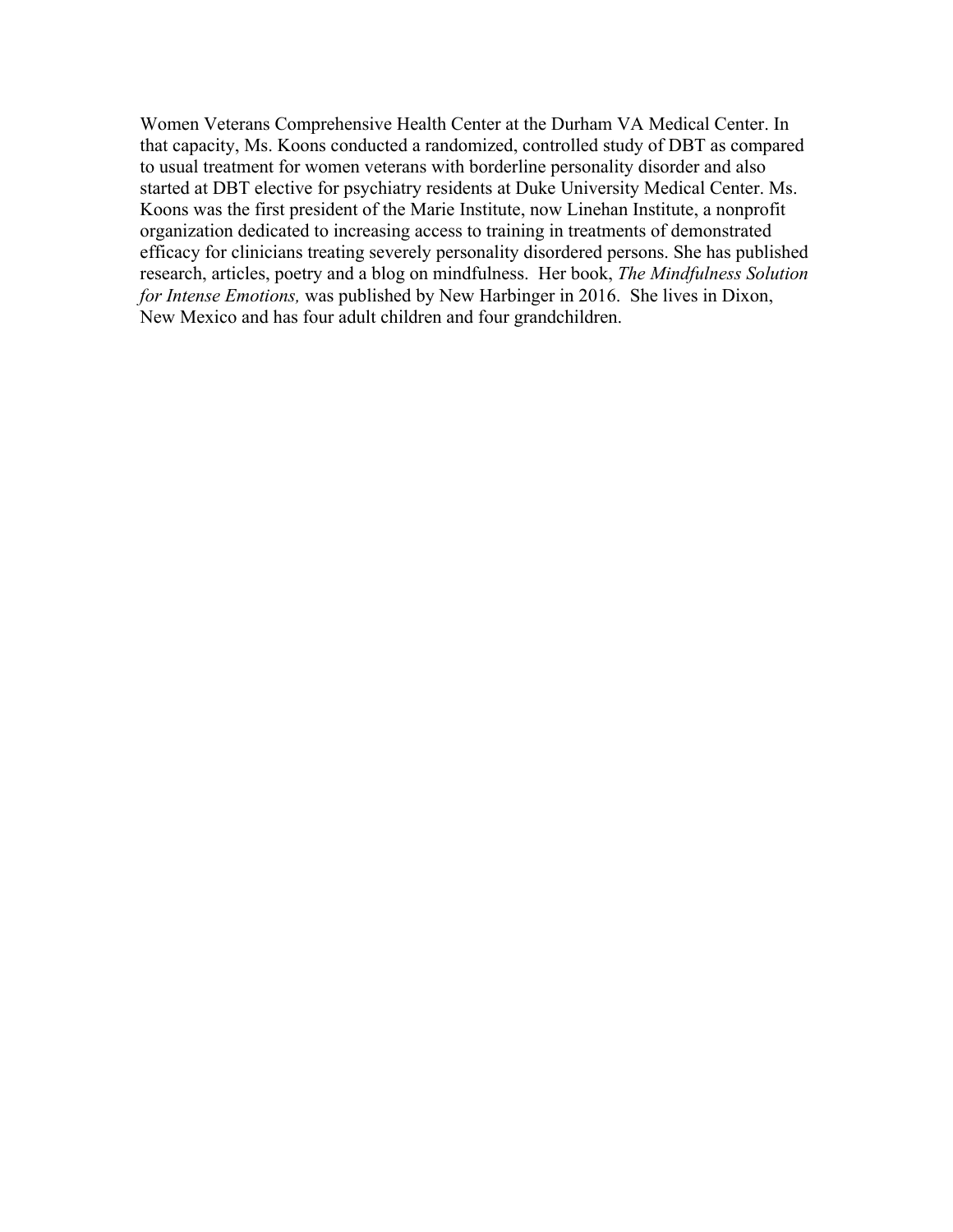Women Veterans Comprehensive Health Center at the Durham VA Medical Center. In that capacity, Ms. Koons conducted a randomized, controlled study of DBT as compared to usual treatment for women veterans with borderline personality disorder and also started at DBT elective for psychiatry residents at Duke University Medical Center. Ms. Koons was the first president of the Marie Institute, now Linehan Institute, a nonprofit organization dedicated to increasing access to training in treatments of demonstrated efficacy for clinicians treating severely personality disordered persons. She has published research, articles, poetry and a blog on mindfulness. Her book, *The Mindfulness Solution for Intense Emotions,* was published by New Harbinger in 2016. She lives in Dixon, New Mexico and has four adult children and four grandchildren.